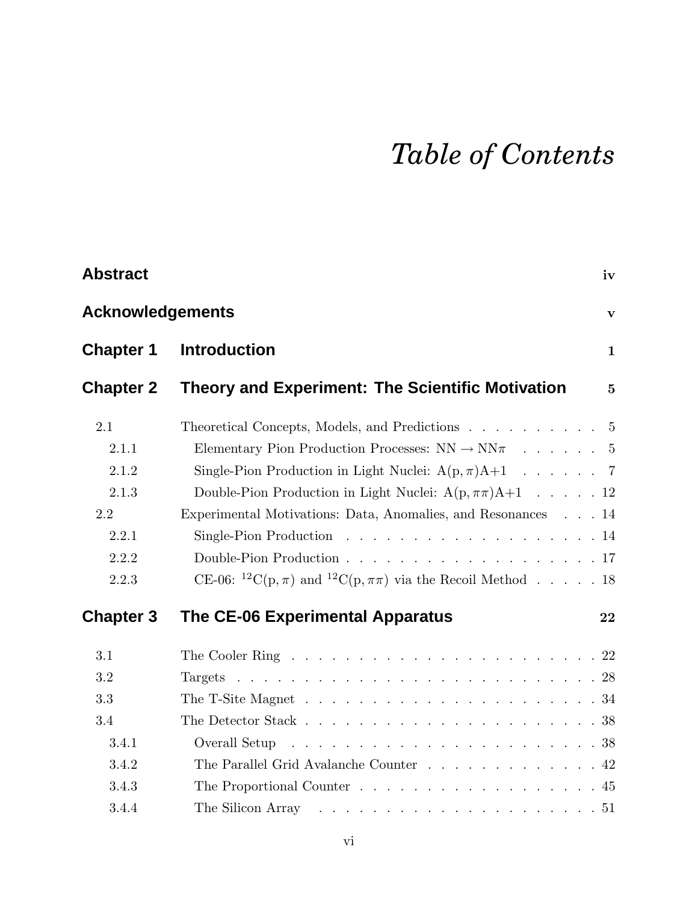# *Table of Contents*

| | | |
|---|---|---|
| **Abstract** | | **iv** |
| **Acknowledgements** | | **v** |
| **Chapter 1** | **Introduction** | **1** |
| **Chapter 2** | **Theory and Experiment: The Scientific Motivation** | **5** |
| 2.1 | Theoretical Concepts, Models, and Predictions | 5 |
| 2.1.1 | Elementary Pion Production Processes: $NN \rightarrow NN\pi$ | 5 |
| 2.1.2 | Single-Pion Production in Light Nuclei: $A(p,\pi)A{+}1$ | 7 |
| 2.1.3 | Double-Pion Production in Light Nuclei: $A(p,\pi\pi)A{+}1$ | 12 |
| 2.2 | Experimental Motivations: Data, Anomalies, and Resonances | 14 |
| 2.2.1 | Single-Pion Production | 14 |
| 2.2.2 | Double-Pion Production | 17 |
| 2.2.3 | CE-06: $^{12}C(p,\pi)$ and $^{12}C(p,\pi\pi)$ via the Recoil Method | 18 |
| **Chapter 3** | **The CE-06 Experimental Apparatus** | **22** |
| 3.1 | The Cooler Ring | 22 |
| 3.2 | Targets | 28 |
| 3.3 | The T-Site Magnet | 34 |
| 3.4 | The Detector Stack | 38 |
| 3.4.1 | Overall Setup | 38 |
| 3.4.2 | The Parallel Grid Avalanche Counter | 42 |
| 3.4.3 | The Proportional Counter | 45 |
| 3.4.4 | The Silicon Array | 51 |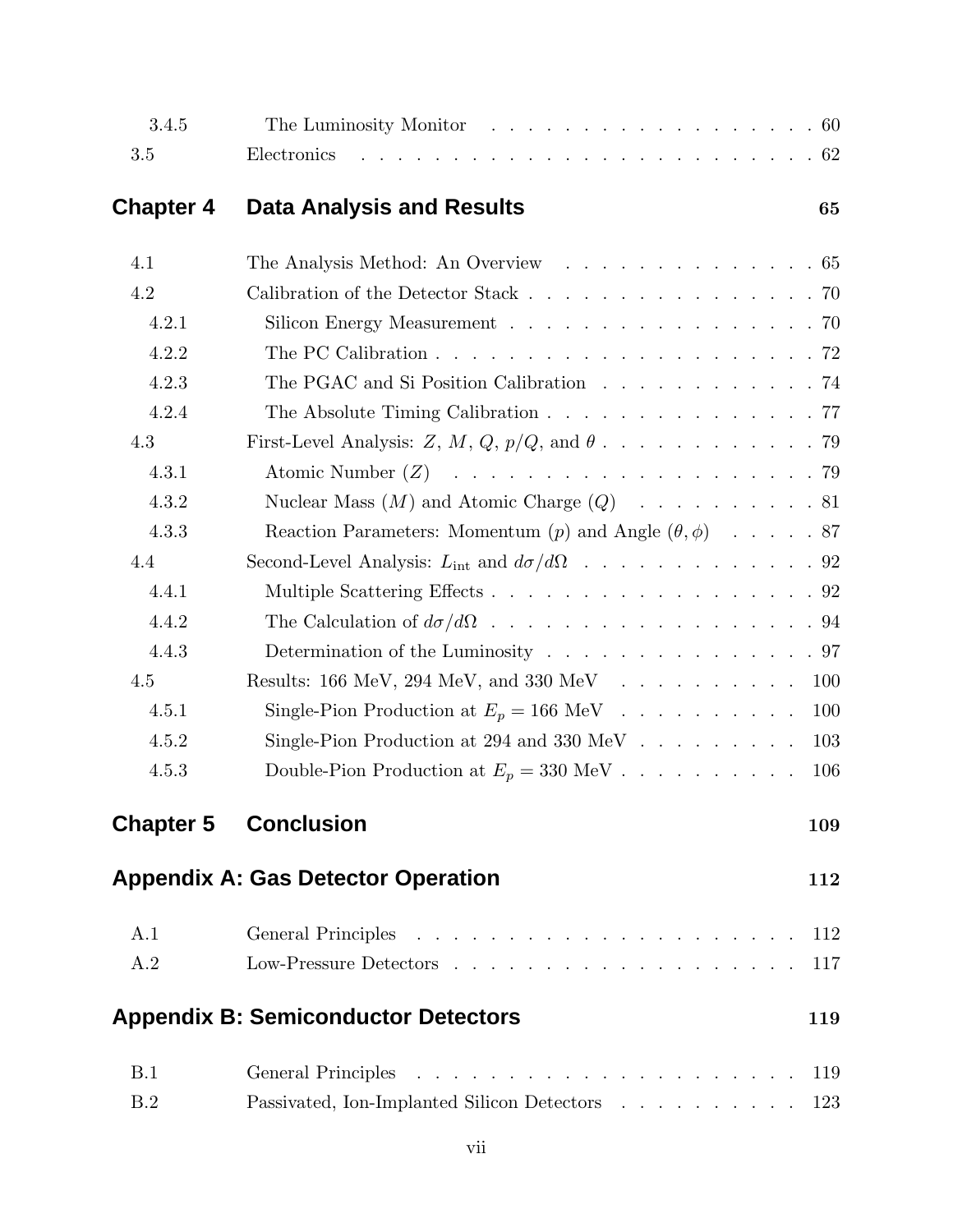| | | |
|---|---|---|
| 3.4.5 | The Luminosity Monitor | 60 |
| 3.5 | Electronics | 62 |

## Chapter 4 Data Analysis and Results — 65

| | | |
|---|---|---|
| 4.1 | The Analysis Method: An Overview | 65 |
| 4.2 | Calibration of the Detector Stack | 70 |
| 4.2.1 | Silicon Energy Measurement | 70 |
| 4.2.2 | The PC Calibration | 72 |
| 4.2.3 | The PGAC and Si Position Calibration | 74 |
| 4.2.4 | The Absolute Timing Calibration | 77 |
| 4.3 | First-Level Analysis: $Z$, $M$, $Q$, $p/Q$, and $\theta$ | 79 |
| 4.3.1 | Atomic Number ($Z$) | 79 |
| 4.3.2 | Nuclear Mass ($M$) and Atomic Charge ($Q$) | 81 |
| 4.3.3 | Reaction Parameters: Momentum ($p$) and Angle ($\theta, \phi$) | 87 |
| 4.4 | Second-Level Analysis: $L_{\text{int}}$ and $d\sigma/d\Omega$ | 92 |
| 4.4.1 | Multiple Scattering Effects | 92 |
| 4.4.2 | The Calculation of $d\sigma/d\Omega$ | 94 |
| 4.4.3 | Determination of the Luminosity | 97 |
| 4.5 | Results: 166 MeV, 294 MeV, and 330 MeV | 100 |
| 4.5.1 | Single-Pion Production at $E_p = 166$ MeV | 100 |
| 4.5.2 | Single-Pion Production at 294 and 330 MeV | 103 |
| 4.5.3 | Double-Pion Production at $E_p = 330$ MeV | 106 |

## Chapter 5 Conclusion — 109

## Appendix A: Gas Detector Operation — 112

| | | |
|---|---|---|
| A.1 | General Principles | 112 |
| A.2 | Low-Pressure Detectors | 117 |

## Appendix B: Semiconductor Detectors — 119

| | | |
|---|---|---|
| B.1 | General Principles | 119 |
| B.2 | Passivated, Ion-Implanted Silicon Detectors | 123 |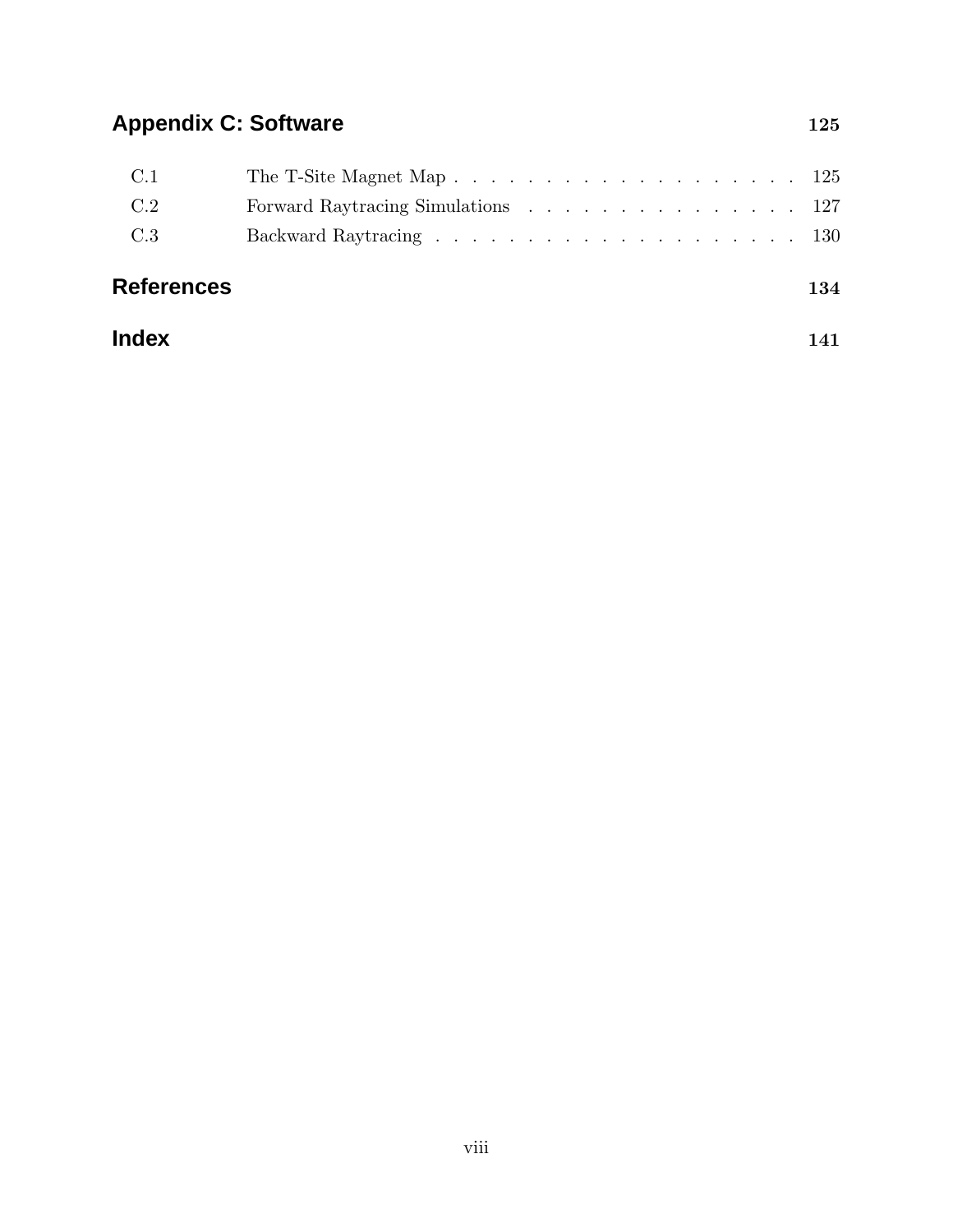**Appendix C: Software** **125**

| | | |
|---|---|---|
| C.1 | The T-Site Magnet Map | 125 |
| C.2 | Forward Raytracing Simulations | 127 |
| C.3 | Backward Raytracing | 130 |

**References** **134**

**Index** **141**